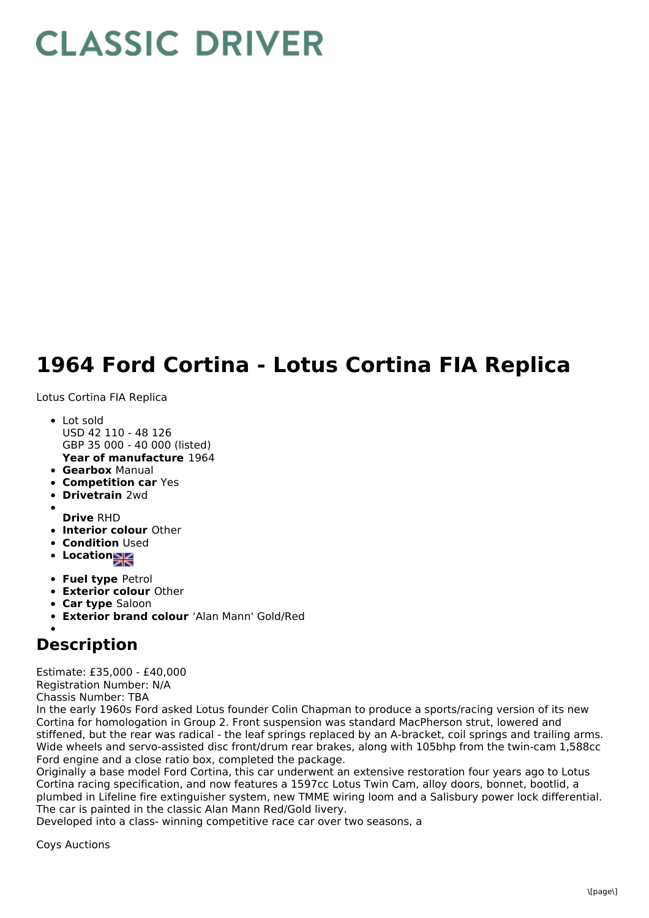# CLASSIC DRIVER

# 1964 Ford Cortina - Lotus Cortina FIA Replica

Lotus Cortina FIA Replica

- Lot sold
  USD 42 110 - 48 126
  GBP 35 000 - 40 000 (listed)
  **Year of manufacture** 1964
- **Gearbox** Manual
- **Competition car** Yes
- **Drivetrain** 2wd
- 
  **Drive** RHD
- **Interior colour** Other
- **Condition** Used
- **Location**
- **Fuel type** Petrol
- **Exterior colour** Other
- **Car type** Saloon
- **Exterior brand colour** 'Alan Mann' Gold/Red
- 

## Description

Estimate: £35,000 - £40,000
Registration Number: N/A
Chassis Number: TBA
In the early 1960s Ford asked Lotus founder Colin Chapman to produce a sports/racing version of its new Cortina for homologation in Group 2. Front suspension was standard MacPherson strut, lowered and stiffened, but the rear was radical - the leaf springs replaced by an A-bracket, coil springs and trailing arms. Wide wheels and servo-assisted disc front/drum rear brakes, along with 105bhp from the twin-cam 1,588cc Ford engine and a close ratio box, completed the package.
Originally a base model Ford Cortina, this car underwent an extensive restoration four years ago to Lotus Cortina racing specification, and now features a 1597cc Lotus Twin Cam, alloy doors, bonnet, bootlid, a plumbed in Lifeline fire extinguisher system, new TMME wiring loom and a Salisbury power lock differential. The car is painted in the classic Alan Mann Red/Gold livery.
Developed into a class- winning competitive race car over two seasons, a

Coys Auctions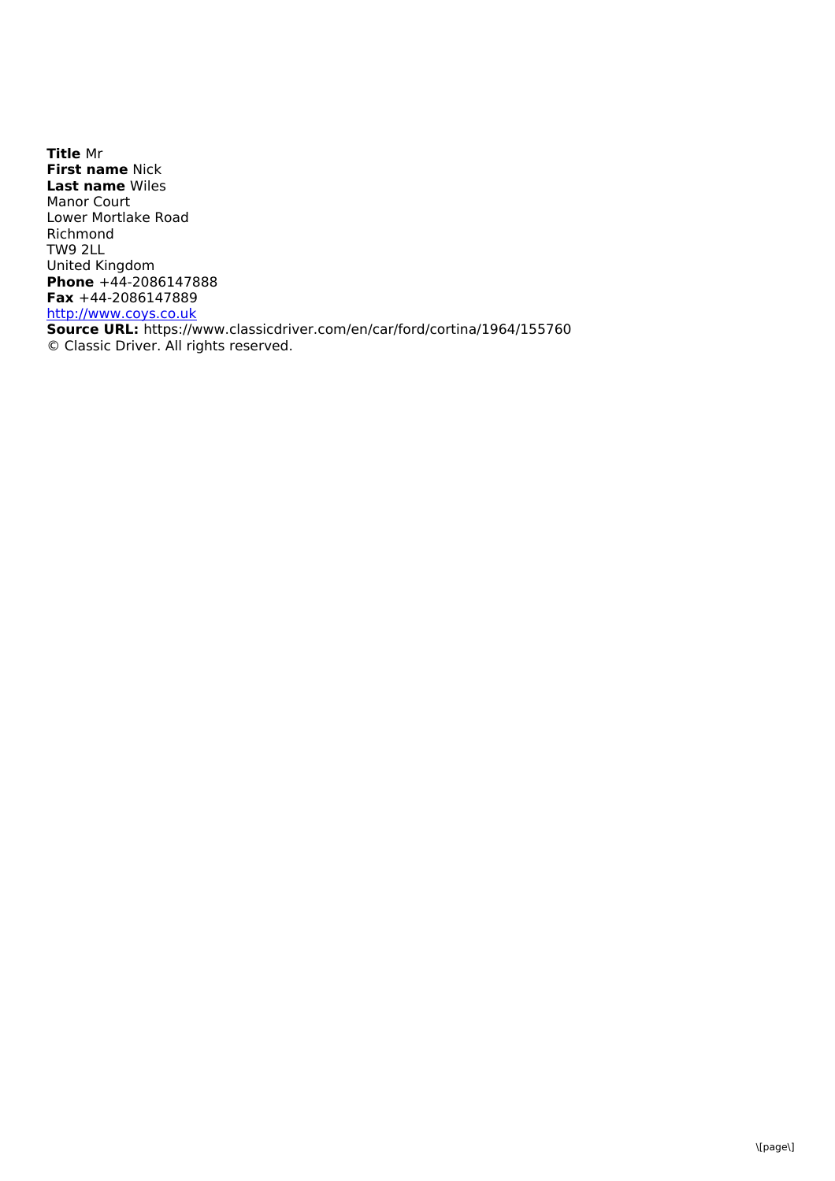**Title** Mr
**First name** Nick
**Last name** Wiles
Manor Court
Lower Mortlake Road
Richmond
TW9 2LL
United Kingdom
**Phone** +44-2086147888
**Fax** +44-2086147889
http://www.coys.co.uk
**Source URL:** https://www.classicdriver.com/en/car/ford/cortina/1964/155760
© Classic Driver. All rights reserved.